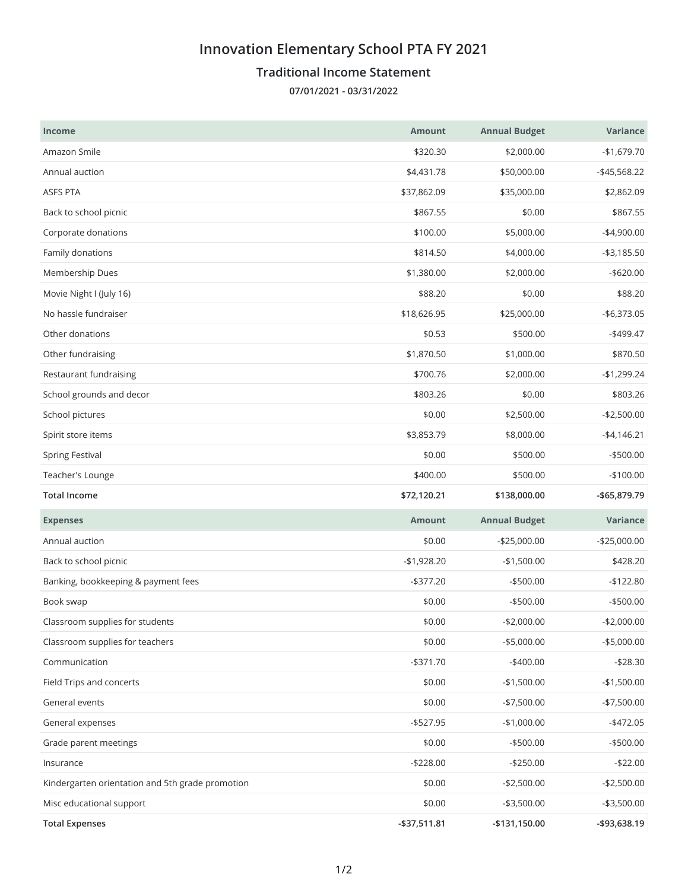# Innovation Elementary School PTA FY 2021

## Traditional Income Statement

**07/01/2021 - 03/31/2022**

| Income | Amount | Annual Budget | Variance |
|---|---|---|---|
| Amazon Smile | $320.30 | $2,000.00 | -$1,679.70 |
| Annual auction | $4,431.78 | $50,000.00 | -$45,568.22 |
| ASFS PTA | $37,862.09 | $35,000.00 | $2,862.09 |
| Back to school picnic | $867.55 | $0.00 | $867.55 |
| Corporate donations | $100.00 | $5,000.00 | -$4,900.00 |
| Family donations | $814.50 | $4,000.00 | -$3,185.50 |
| Membership Dues | $1,380.00 | $2,000.00 | -$620.00 |
| Movie Night I (July 16) | $88.20 | $0.00 | $88.20 |
| No hassle fundraiser | $18,626.95 | $25,000.00 | -$6,373.05 |
| Other donations | $0.53 | $500.00 | -$499.47 |
| Other fundraising | $1,870.50 | $1,000.00 | $870.50 |
| Restaurant fundraising | $700.76 | $2,000.00 | -$1,299.24 |
| School grounds and decor | $803.26 | $0.00 | $803.26 |
| School pictures | $0.00 | $2,500.00 | -$2,500.00 |
| Spirit store items | $3,853.79 | $8,000.00 | -$4,146.21 |
| Spring Festival | $0.00 | $500.00 | -$500.00 |
| Teacher's Lounge | $400.00 | $500.00 | -$100.00 |
| **Total Income** | **$72,120.21** | **$138,000.00** | **-$65,879.79** |

| Expenses | Amount | Annual Budget | Variance |
|---|---|---|---|
| Annual auction | $0.00 | -$25,000.00 | -$25,000.00 |
| Back to school picnic | -$1,928.20 | -$1,500.00 | $428.20 |
| Banking, bookkeeping & payment fees | -$377.20 | -$500.00 | -$122.80 |
| Book swap | $0.00 | -$500.00 | -$500.00 |
| Classroom supplies for students | $0.00 | -$2,000.00 | -$2,000.00 |
| Classroom supplies for teachers | $0.00 | -$5,000.00 | -$5,000.00 |
| Communication | -$371.70 | -$400.00 | -$28.30 |
| Field Trips and concerts | $0.00 | -$1,500.00 | -$1,500.00 |
| General events | $0.00 | -$7,500.00 | -$7,500.00 |
| General expenses | -$527.95 | -$1,000.00 | -$472.05 |
| Grade parent meetings | $0.00 | -$500.00 | -$500.00 |
| Insurance | -$228.00 | -$250.00 | -$22.00 |
| Kindergarten orientation and 5th grade promotion | $0.00 | -$2,500.00 | -$2,500.00 |
| Misc educational support | $0.00 | -$3,500.00 | -$3,500.00 |
| **Total Expenses** | **-$37,511.81** | **-$131,150.00** | **-$93,638.19** |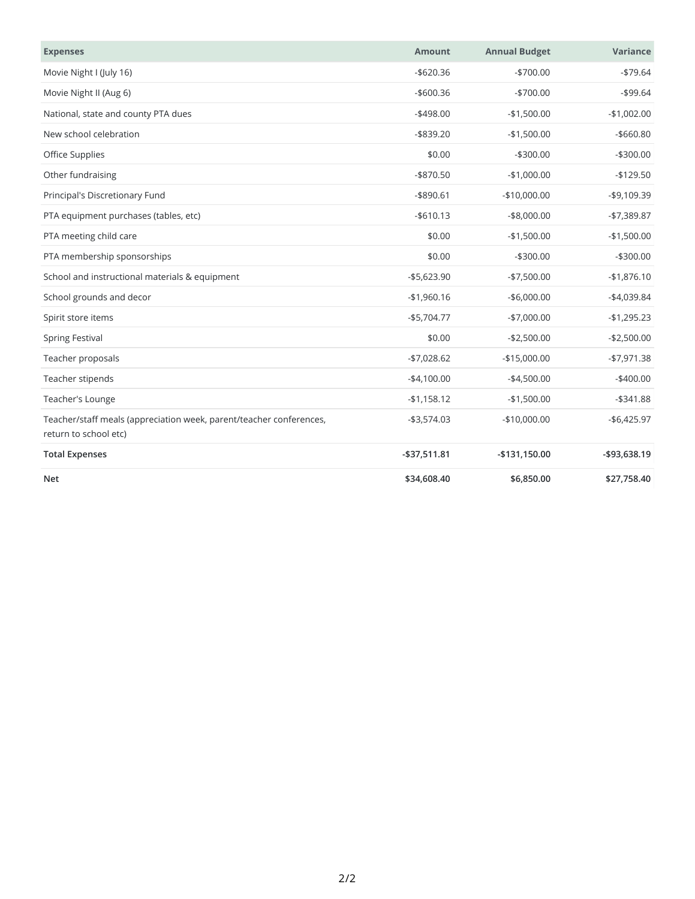| Expenses | Amount | Annual Budget | Variance |
|---|---|---|---|
| Movie Night I (July 16) | -$620.36 | -$700.00 | -$79.64 |
| Movie Night II (Aug 6) | -$600.36 | -$700.00 | -$99.64 |
| National, state and county PTA dues | -$498.00 | -$1,500.00 | -$1,002.00 |
| New school celebration | -$839.20 | -$1,500.00 | -$660.80 |
| Office Supplies | $0.00 | -$300.00 | -$300.00 |
| Other fundraising | -$870.50 | -$1,000.00 | -$129.50 |
| Principal's Discretionary Fund | -$890.61 | -$10,000.00 | -$9,109.39 |
| PTA equipment purchases (tables, etc) | -$610.13 | -$8,000.00 | -$7,389.87 |
| PTA meeting child care | $0.00 | -$1,500.00 | -$1,500.00 |
| PTA membership sponsorships | $0.00 | -$300.00 | -$300.00 |
| School and instructional materials & equipment | -$5,623.90 | -$7,500.00 | -$1,876.10 |
| School grounds and decor | -$1,960.16 | -$6,000.00 | -$4,039.84 |
| Spirit store items | -$5,704.77 | -$7,000.00 | -$1,295.23 |
| Spring Festival | $0.00 | -$2,500.00 | -$2,500.00 |
| Teacher proposals | -$7,028.62 | -$15,000.00 | -$7,971.38 |
| Teacher stipends | -$4,100.00 | -$4,500.00 | -$400.00 |
| Teacher's Lounge | -$1,158.12 | -$1,500.00 | -$341.88 |
| Teacher/staff meals (appreciation week, parent/teacher conferences, return to school etc) | -$3,574.03 | -$10,000.00 | -$6,425.97 |
| **Total Expenses** | **-$37,511.81** | **-$131,150.00** | **-$93,638.19** |
| **Net** | **$34,608.40** | **$6,850.00** | **$27,758.40** |